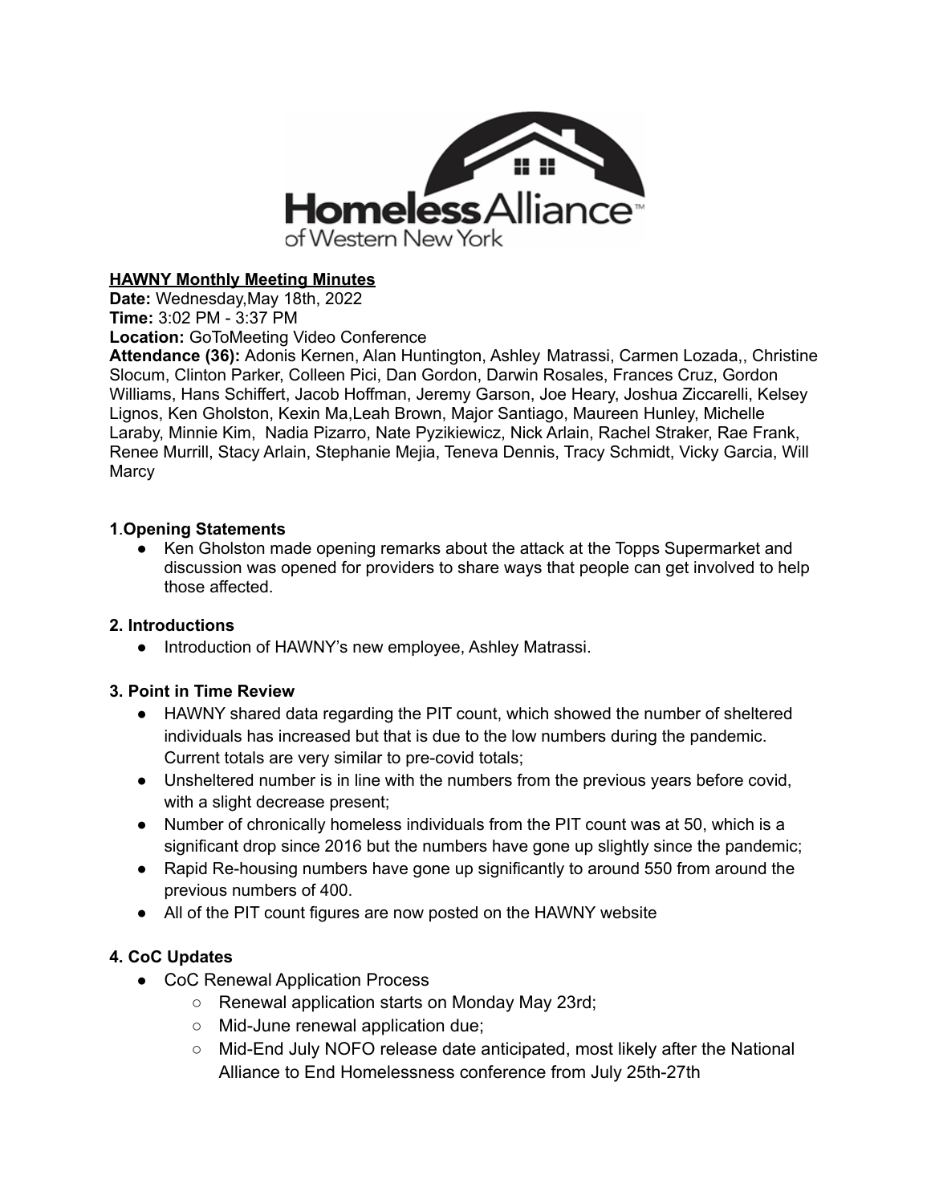**HAWNY Monthly Meeting Minutes**

**Date:** Wednesday,May 18th, 2022

**Time:** 3:02 PM - 3:37 PM

**Location:** GoToMeeting Video Conference

**Attendance (36):** Adonis Kernen, Alan Huntington, Ashley Matrassi, Carmen Lozada,, Christine Slocum, Clinton Parker, Colleen Pici, Dan Gordon, Darwin Rosales, Frances Cruz, Gordon Williams, Hans Schiffert, Jacob Hoffman, Jeremy Garson, Joe Heary, Joshua Ziccarelli, Kelsey Lignos, Ken Gholston, Kexin Ma,Leah Brown, Major Santiago, Maureen Hunley, Michelle Laraby, Minnie Kim, Nadia Pizarro, Nate Pyzikiewicz, Nick Arlain, Rachel Straker, Rae Frank, Renee Murrill, Stacy Arlain, Stephanie Mejia, Teneva Dennis, Tracy Schmidt, Vicky Garcia, Will Marcy

**1**.**Opening Statements**

- Ken Gholston made opening remarks about the attack at the Topps Supermarket and discussion was opened for providers to share ways that people can get involved to help those affected.

**2. Introductions**

- Introduction of HAWNY's new employee, Ashley Matrassi.

**3. Point in Time Review**

- HAWNY shared data regarding the PIT count, which showed the number of sheltered individuals has increased but that is due to the low numbers during the pandemic. Current totals are very similar to pre-covid totals;
- Unsheltered number is in line with the numbers from the previous years before covid, with a slight decrease present;
- Number of chronically homeless individuals from the PIT count was at 50, which is a significant drop since 2016 but the numbers have gone up slightly since the pandemic;
- Rapid Re-housing numbers have gone up significantly to around 550 from around the previous numbers of 400.
- All of the PIT count figures are now posted on the HAWNY website

**4. CoC Updates**

- CoC Renewal Application Process
  - Renewal application starts on Monday May 23rd;
  - Mid-June renewal application due;
  - Mid-End July NOFO release date anticipated, most likely after the National Alliance to End Homelessness conference from July 25th-27th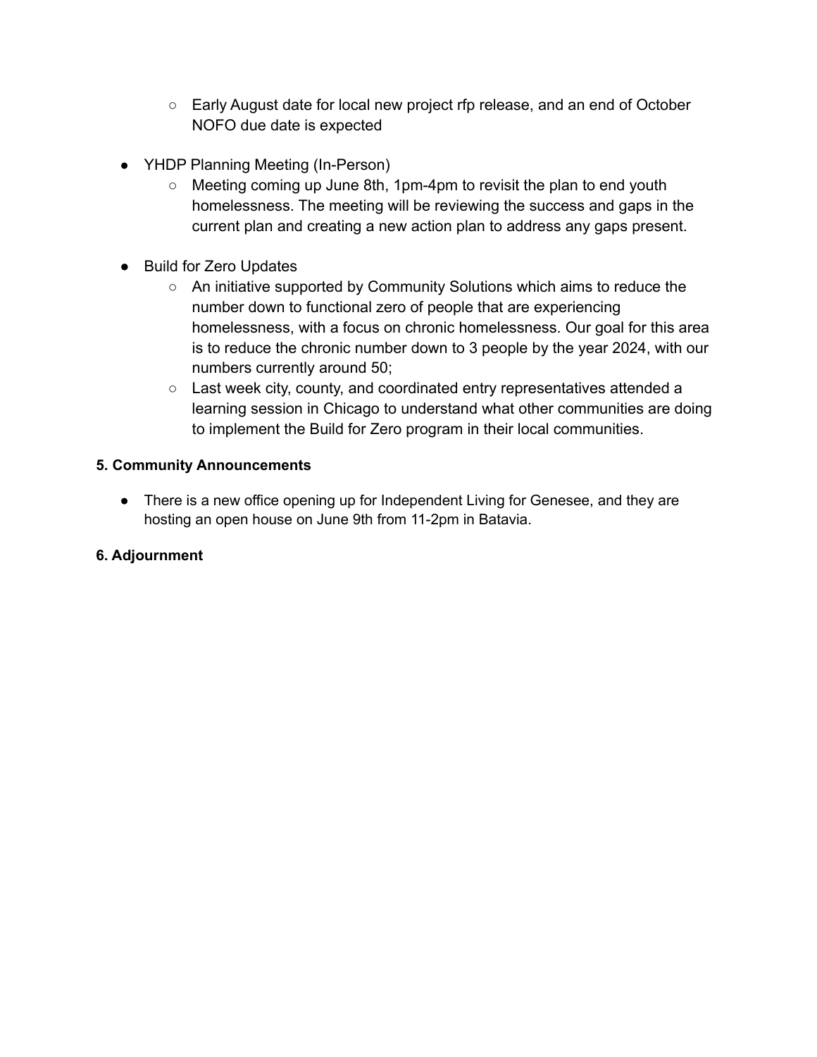- Early August date for local new project rfp release, and an end of October NOFO due date is expected

- YHDP Planning Meeting (In-Person)
    - Meeting coming up June 8th, 1pm-4pm to revisit the plan to end youth homelessness. The meeting will be reviewing the success and gaps in the current plan and creating a new action plan to address any gaps present.

- Build for Zero Updates
    - An initiative supported by Community Solutions which aims to reduce the number down to functional zero of people that are experiencing homelessness, with a focus on chronic homelessness. Our goal for this area is to reduce the chronic number down to 3 people by the year 2024, with our numbers currently around 50;
    - Last week city, county, and coordinated entry representatives attended a learning session in Chicago to understand what other communities are doing to implement the Build for Zero program in their local communities.

**5. Community Announcements**

- There is a new office opening up for Independent Living for Genesee, and they are hosting an open house on June 9th from 11-2pm in Batavia.

**6. Adjournment**